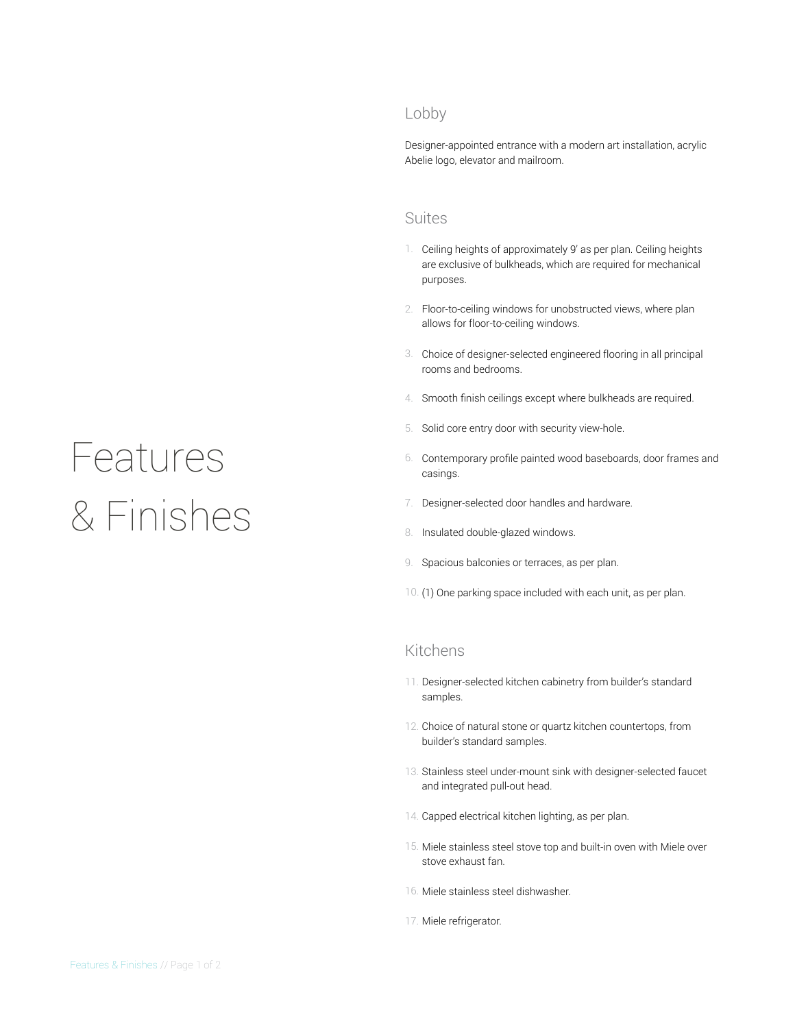# Features & Finishes

## Lobby

Designer-appointed entrance with a modern art installation, acrylic Abelie logo, elevator and mailroom.

## Suites

1. Ceiling heights of approximately 9' as per plan. Ceiling heights are exclusive of bulkheads, which are required for mechanical purposes.
2. Floor-to-ceiling windows for unobstructed views, where plan allows for floor-to-ceiling windows.
3. Choice of designer-selected engineered flooring in all principal rooms and bedrooms.
4. Smooth finish ceilings except where bulkheads are required.
5. Solid core entry door with security view-hole.
6. Contemporary profile painted wood baseboards, door frames and casings.
7. Designer-selected door handles and hardware.
8. Insulated double-glazed windows.
9. Spacious balconies or terraces, as per plan.
10. (1) One parking space included with each unit, as per plan.

## Kitchens

11. Designer-selected kitchen cabinetry from builder's standard samples.
12. Choice of natural stone or quartz kitchen countertops, from builder's standard samples.
13. Stainless steel under-mount sink with designer-selected faucet and integrated pull-out head.
14. Capped electrical kitchen lighting, as per plan.
15. Miele stainless steel stove top and built-in oven with Miele over stove exhaust fan.
16. Miele stainless steel dishwasher.
17. Miele refrigerator.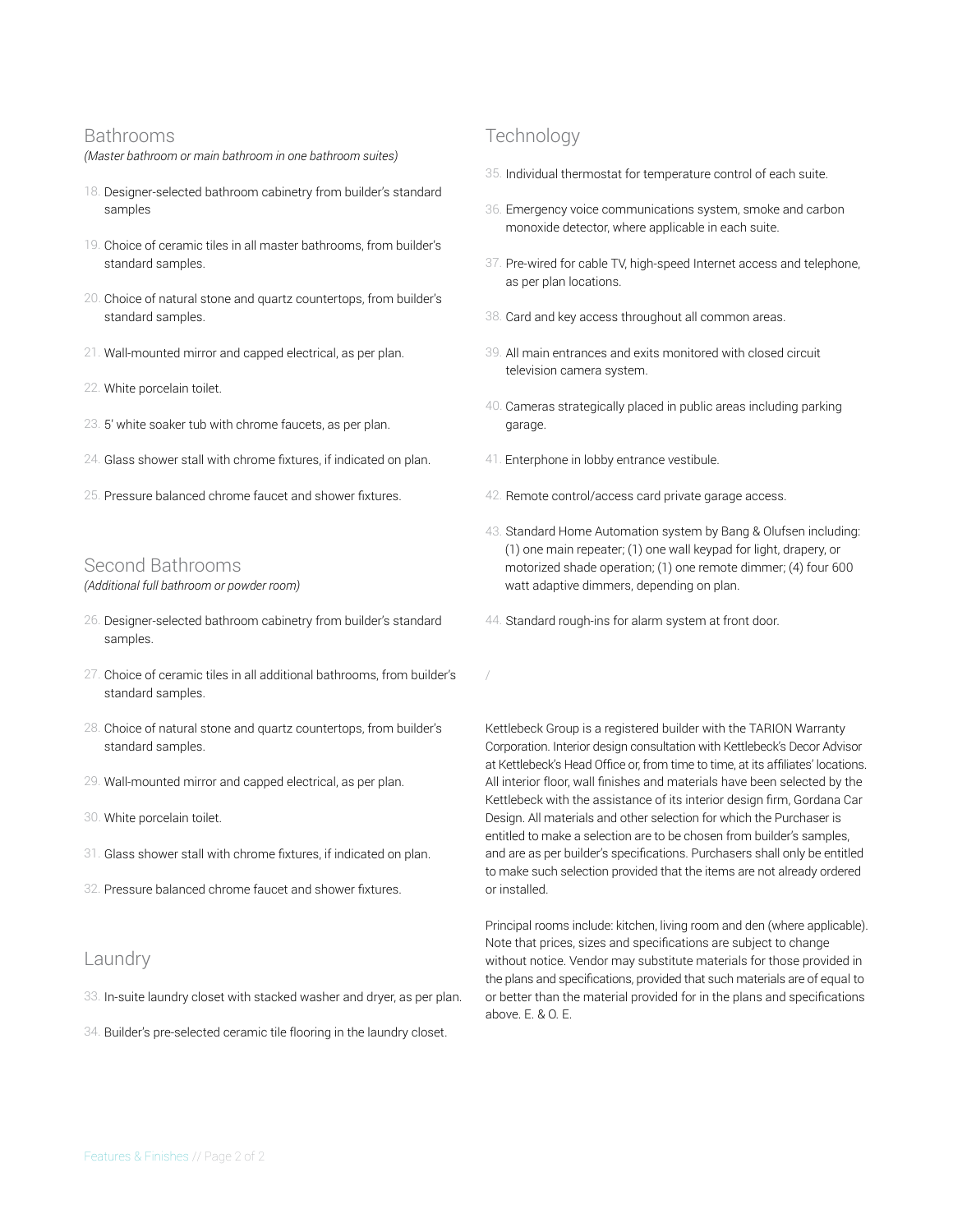## Bathrooms

*(Master bathroom or main bathroom in one bathroom suites)*

18. Designer-selected bathroom cabinetry from builder's standard samples
19. Choice of ceramic tiles in all master bathrooms, from builder's standard samples.
20. Choice of natural stone and quartz countertops, from builder's standard samples.
21. Wall-mounted mirror and capped electrical, as per plan.
22. White porcelain toilet.
23. 5' white soaker tub with chrome faucets, as per plan.
24. Glass shower stall with chrome fixtures, if indicated on plan.
25. Pressure balanced chrome faucet and shower fixtures.

## Second Bathrooms

*(Additional full bathroom or powder room)*

26. Designer-selected bathroom cabinetry from builder's standard samples.
27. Choice of ceramic tiles in all additional bathrooms, from builder's standard samples.
28. Choice of natural stone and quartz countertops, from builder's standard samples.
29. Wall-mounted mirror and capped electrical, as per plan.
30. White porcelain toilet.
31. Glass shower stall with chrome fixtures, if indicated on plan.
32. Pressure balanced chrome faucet and shower fixtures.

## Laundry

33. In-suite laundry closet with stacked washer and dryer, as per plan.
34. Builder's pre-selected ceramic tile flooring in the laundry closet.

## Technology

35. Individual thermostat for temperature control of each suite.
36. Emergency voice communications system, smoke and carbon monoxide detector, where applicable in each suite.
37. Pre-wired for cable TV, high-speed Internet access and telephone, as per plan locations.
38. Card and key access throughout all common areas.
39. All main entrances and exits monitored with closed circuit television camera system.
40. Cameras strategically placed in public areas including parking garage.
41. Enterphone in lobby entrance vestibule.
42. Remote control/access card private garage access.
43. Standard Home Automation system by Bang & Olufsen including: (1) one main repeater; (1) one wall keypad for light, drapery, or motorized shade operation; (1) one remote dimmer; (4) four 600 watt adaptive dimmers, depending on plan.
44. Standard rough-ins for alarm system at front door.

/

Kettlebeck Group is a registered builder with the TARION Warranty Corporation. Interior design consultation with Kettlebeck's Decor Advisor at Kettlebeck's Head Office or, from time to time, at its affiliates' locations. All interior floor, wall finishes and materials have been selected by the Kettlebeck with the assistance of its interior design firm, Gordana Car Design. All materials and other selection for which the Purchaser is entitled to make a selection are to be chosen from builder's samples, and are as per builder's specifications. Purchasers shall only be entitled to make such selection provided that the items are not already ordered or installed.

Principal rooms include: kitchen, living room and den (where applicable). Note that prices, sizes and specifications are subject to change without notice. Vendor may substitute materials for those provided in the plans and specifications, provided that such materials are of equal to or better than the material provided for in the plans and specifications above. E. & O. E.